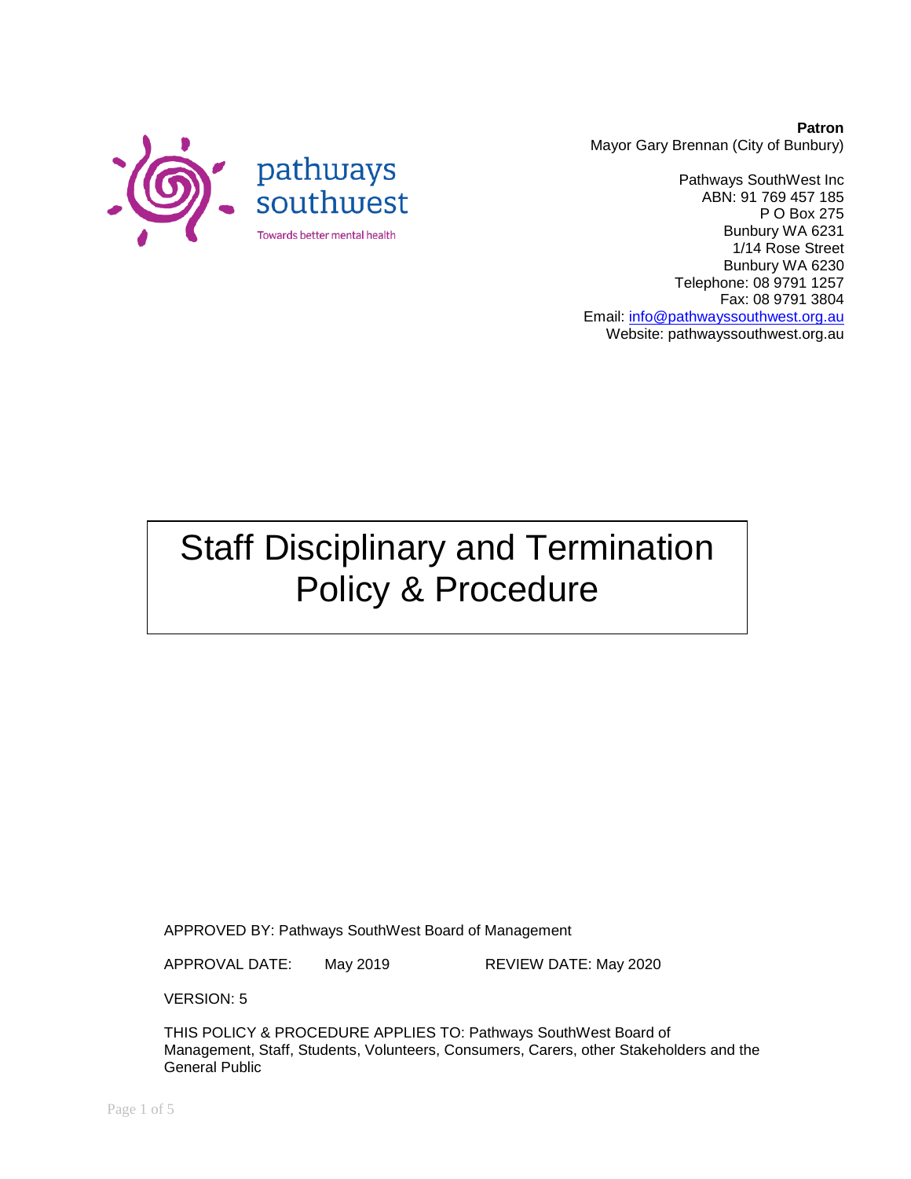pathways southwest

Towards better mental health

**Patron**
Mayor Gary Brennan (City of Bunbury)

Pathways SouthWest Inc
ABN: 91 769 457 185
P O Box 275
Bunbury WA 6231
1/14 Rose Street
Bunbury WA 6230
Telephone: 08 9791 1257
Fax: 08 9791 3804
Email: info@pathwayssouthwest.org.au
Website: pathwayssouthwest.org.au

# Staff Disciplinary and Termination Policy & Procedure

APPROVED BY: Pathways SouthWest Board of Management

APPROVAL DATE: May 2019 REVIEW DATE: May 2020

VERSION: 5

THIS POLICY & PROCEDURE APPLIES TO: Pathways SouthWest Board of Management, Staff, Students, Volunteers, Consumers, Carers, other Stakeholders and the General Public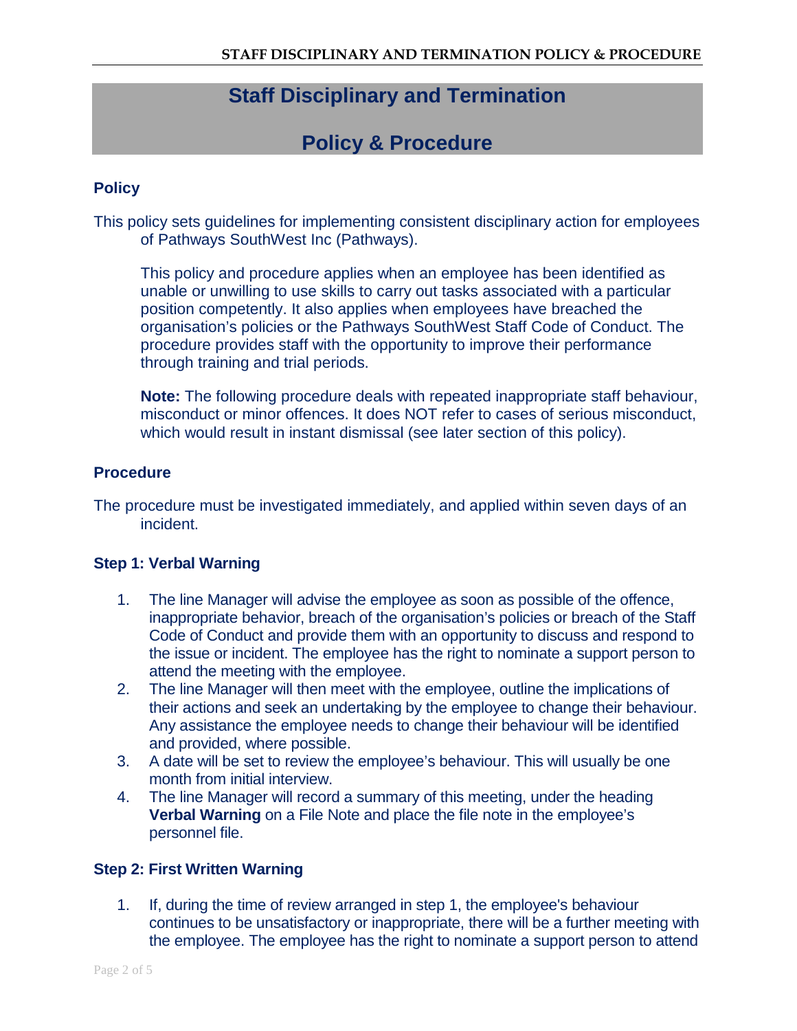# Staff Disciplinary and Termination

# Policy & Procedure

## Policy

This policy sets guidelines for implementing consistent disciplinary action for employees of Pathways SouthWest Inc (Pathways).

This policy and procedure applies when an employee has been identified as unable or unwilling to use skills to carry out tasks associated with a particular position competently. It also applies when employees have breached the organisation's policies or the Pathways SouthWest Staff Code of Conduct. The procedure provides staff with the opportunity to improve their performance through training and trial periods.

**Note:** The following procedure deals with repeated inappropriate staff behaviour, misconduct or minor offences. It does NOT refer to cases of serious misconduct, which would result in instant dismissal (see later section of this policy).

## Procedure

The procedure must be investigated immediately, and applied within seven days of an incident.

### Step 1: Verbal Warning

1. The line Manager will advise the employee as soon as possible of the offence, inappropriate behavior, breach of the organisation's policies or breach of the Staff Code of Conduct and provide them with an opportunity to discuss and respond to the issue or incident. The employee has the right to nominate a support person to attend the meeting with the employee.
2. The line Manager will then meet with the employee, outline the implications of their actions and seek an undertaking by the employee to change their behaviour. Any assistance the employee needs to change their behaviour will be identified and provided, where possible.
3. A date will be set to review the employee's behaviour. This will usually be one month from initial interview.
4. The line Manager will record a summary of this meeting, under the heading **Verbal Warning** on a File Note and place the file note in the employee's personnel file.

### Step 2: First Written Warning

1. If, during the time of review arranged in step 1, the employee's behaviour continues to be unsatisfactory or inappropriate, there will be a further meeting with the employee. The employee has the right to nominate a support person to attend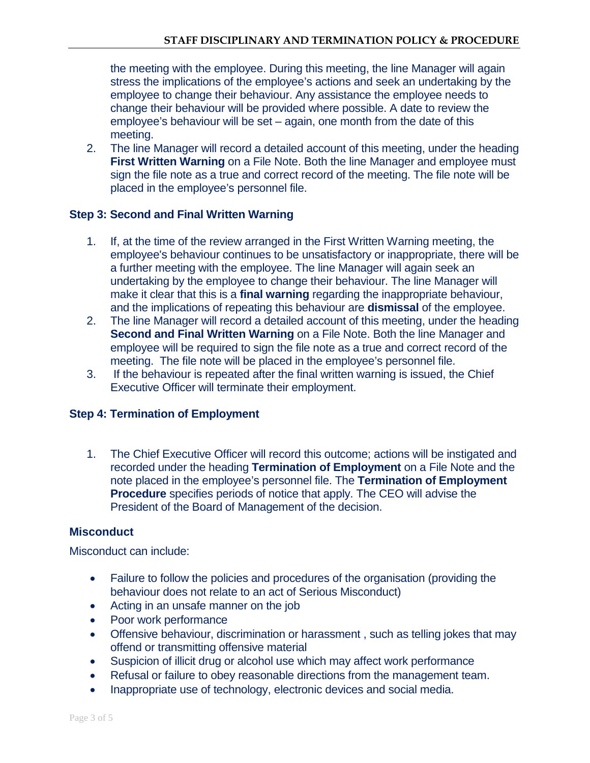the meeting with the employee. During this meeting, the line Manager will again stress the implications of the employee's actions and seek an undertaking by the employee to change their behaviour. Any assistance the employee needs to change their behaviour will be provided where possible. A date to review the employee's behaviour will be set – again, one month from the date of this meeting.

2. The line Manager will record a detailed account of this meeting, under the heading **First Written Warning** on a File Note. Both the line Manager and employee must sign the file note as a true and correct record of the meeting. The file note will be placed in the employee's personnel file.

### Step 3: Second and Final Written Warning

1. If, at the time of the review arranged in the First Written Warning meeting, the employee's behaviour continues to be unsatisfactory or inappropriate, there will be a further meeting with the employee. The line Manager will again seek an undertaking by the employee to change their behaviour. The line Manager will make it clear that this is a **final warning** regarding the inappropriate behaviour, and the implications of repeating this behaviour are **dismissal** of the employee.
2. The line Manager will record a detailed account of this meeting, under the heading **Second and Final Written Warning** on a File Note. Both the line Manager and employee will be required to sign the file note as a true and correct record of the meeting. The file note will be placed in the employee's personnel file.
3. If the behaviour is repeated after the final written warning is issued, the Chief Executive Officer will terminate their employment.

### Step 4: Termination of Employment

1. The Chief Executive Officer will record this outcome; actions will be instigated and recorded under the heading **Termination of Employment** on a File Note and the note placed in the employee's personnel file. The **Termination of Employment Procedure** specifies periods of notice that apply. The CEO will advise the President of the Board of Management of the decision.

### Misconduct

Misconduct can include:

- Failure to follow the policies and procedures of the organisation (providing the behaviour does not relate to an act of Serious Misconduct)
- Acting in an unsafe manner on the job
- Poor work performance
- Offensive behaviour, discrimination or harassment , such as telling jokes that may offend or transmitting offensive material
- Suspicion of illicit drug or alcohol use which may affect work performance
- Refusal or failure to obey reasonable directions from the management team.
- Inappropriate use of technology, electronic devices and social media.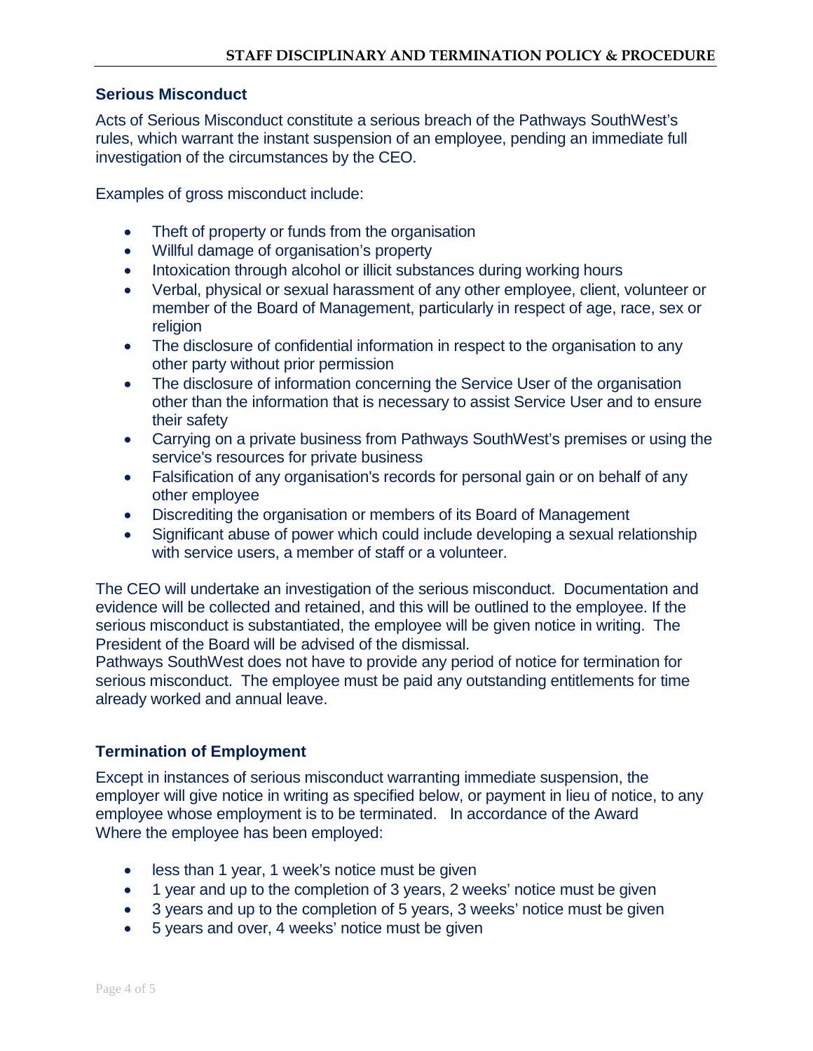## Serious Misconduct

Acts of Serious Misconduct constitute a serious breach of the Pathways SouthWest's rules, which warrant the instant suspension of an employee, pending an immediate full investigation of the circumstances by the CEO.

Examples of gross misconduct include:

- Theft of property or funds from the organisation
- Willful damage of organisation's property
- Intoxication through alcohol or illicit substances during working hours
- Verbal, physical or sexual harassment of any other employee, client, volunteer or member of the Board of Management, particularly in respect of age, race, sex or religion
- The disclosure of confidential information in respect to the organisation to any other party without prior permission
- The disclosure of information concerning the Service User of the organisation other than the information that is necessary to assist Service User and to ensure their safety
- Carrying on a private business from Pathways SouthWest's premises or using the service's resources for private business
- Falsification of any organisation's records for personal gain or on behalf of any other employee
- Discrediting the organisation or members of its Board of Management
- Significant abuse of power which could include developing a sexual relationship with service users, a member of staff or a volunteer.

The CEO will undertake an investigation of the serious misconduct. Documentation and evidence will be collected and retained, and this will be outlined to the employee. If the serious misconduct is substantiated, the employee will be given notice in writing. The President of the Board will be advised of the dismissal.
Pathways SouthWest does not have to provide any period of notice for termination for serious misconduct. The employee must be paid any outstanding entitlements for time already worked and annual leave.

## Termination of Employment

Except in instances of serious misconduct warranting immediate suspension, the employer will give notice in writing as specified below, or payment in lieu of notice, to any employee whose employment is to be terminated. In accordance of the Award
Where the employee has been employed:

- less than 1 year, 1 week's notice must be given
- 1 year and up to the completion of 3 years, 2 weeks' notice must be given
- 3 years and up to the completion of 5 years, 3 weeks' notice must be given
- 5 years and over, 4 weeks' notice must be given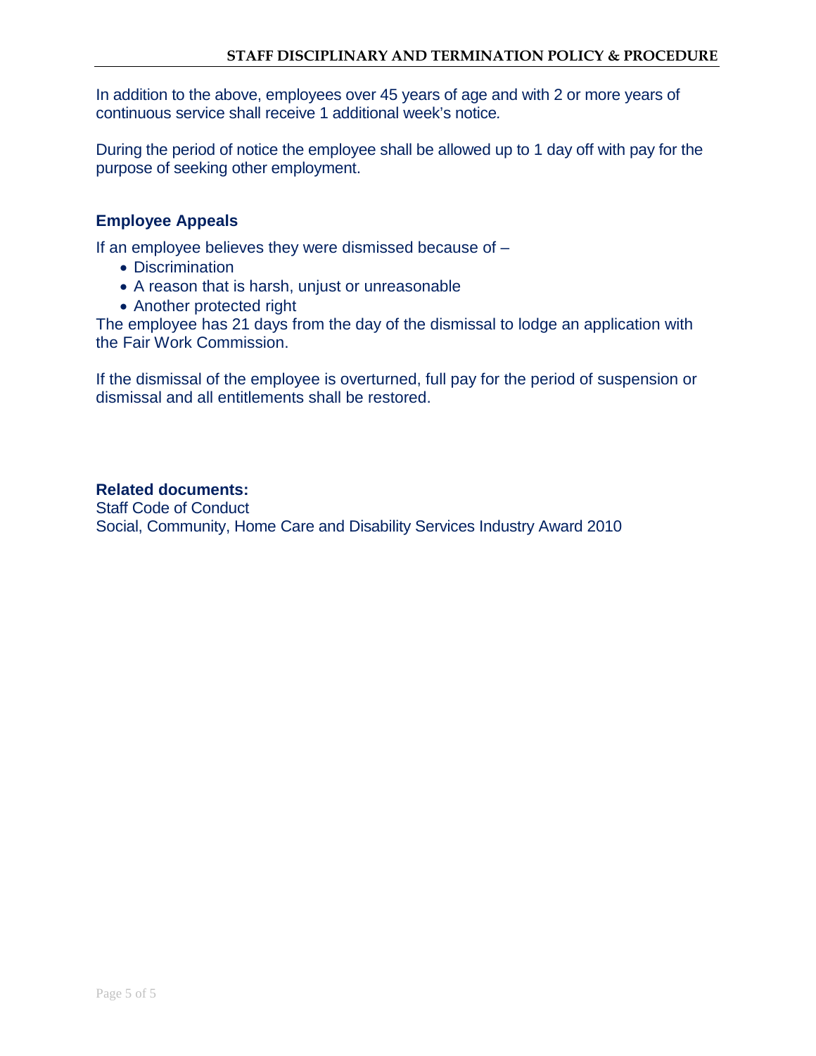In addition to the above, employees over 45 years of age and with 2 or more years of continuous service shall receive 1 additional week's notice.

During the period of notice the employee shall be allowed up to 1 day off with pay for the purpose of seeking other employment.

## Employee Appeals

If an employee believes they were dismissed because of –

- Discrimination
- A reason that is harsh, unjust or unreasonable
- Another protected right

The employee has 21 days from the day of the dismissal to lodge an application with the Fair Work Commission.

If the dismissal of the employee is overturned, full pay for the period of suspension or dismissal and all entitlements shall be restored.

**Related documents:**

Staff Code of Conduct
Social, Community, Home Care and Disability Services Industry Award 2010